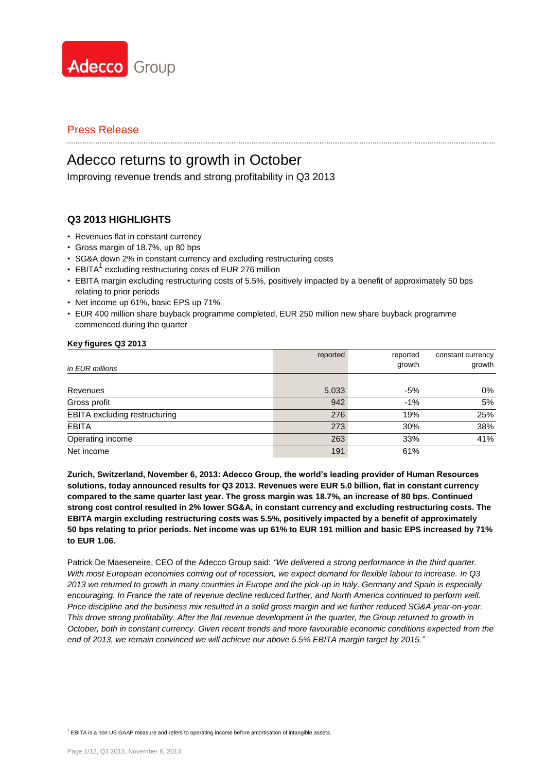Adecco Group

Press Release

# Adecco returns to growth in October

Improving revenue trends and strong profitability in Q3 2013

## Q3 2013 HIGHLIGHTS

- Revenues flat in constant currency
- Gross margin of 18.7%, up 80 bps
- SG&A down 2% in constant currency and excluding restructuring costs
- EBITA[1] excluding restructuring costs of EUR 276 million
- EBITA margin excluding restructuring costs of 5.5%, positively impacted by a benefit of approximately 50 bps relating to prior periods
- Net income up 61%, basic EPS up 71%
- EUR 400 million share buyback programme completed, EUR 250 million new share buyback programme commenced during the quarter

**Key figures Q3 2013**

| *in EUR millions* | reported | reported growth | constant currency growth |
|---|---|---|---|
| Revenues | 5,033 | -5% | 0% |
| Gross profit | 942 | -1% | 5% |
| EBITA excluding restructuring | 276 | 19% | 25% |
| EBITA | 273 | 30% | 38% |
| Operating income | 263 | 33% | 41% |
| Net income | 191 | 61% | |

**Zurich, Switzerland, November 6, 2013: Adecco Group, the world's leading provider of Human Resources solutions, today announced results for Q3 2013. Revenues were EUR 5.0 billion, flat in constant currency compared to the same quarter last year. The gross margin was 18.7%, an increase of 80 bps. Continued strong cost control resulted in 2% lower SG&A, in constant currency and excluding restructuring costs. The EBITA margin excluding restructuring costs was 5.5%, positively impacted by a benefit of approximately 50 bps relating to prior periods. Net income was up 61% to EUR 191 million and basic EPS increased by 71% to EUR 1.06.**

Patrick De Maeseneire, CEO of the Adecco Group said: *"We delivered a strong performance in the third quarter. With most European economies coming out of recession, we expect demand for flexible labour to increase. In Q3 2013 we returned to growth in many countries in Europe and the pick-up in Italy, Germany and Spain is especially encouraging. In France the rate of revenue decline reduced further, and North America continued to perform well. Price discipline and the business mix resulted in a solid gross margin and we further reduced SG&A year-on-year. This drove strong profitability. After the flat revenue development in the quarter, the Group returned to growth in October, both in constant currency. Given recent trends and more favourable economic conditions expected from the end of 2013, we remain convinced we will achieve our above 5.5% EBITA margin target by 2015."*

[1] EBITA is a non US GAAP measure and refers to operating income before amortisation of intangible assets.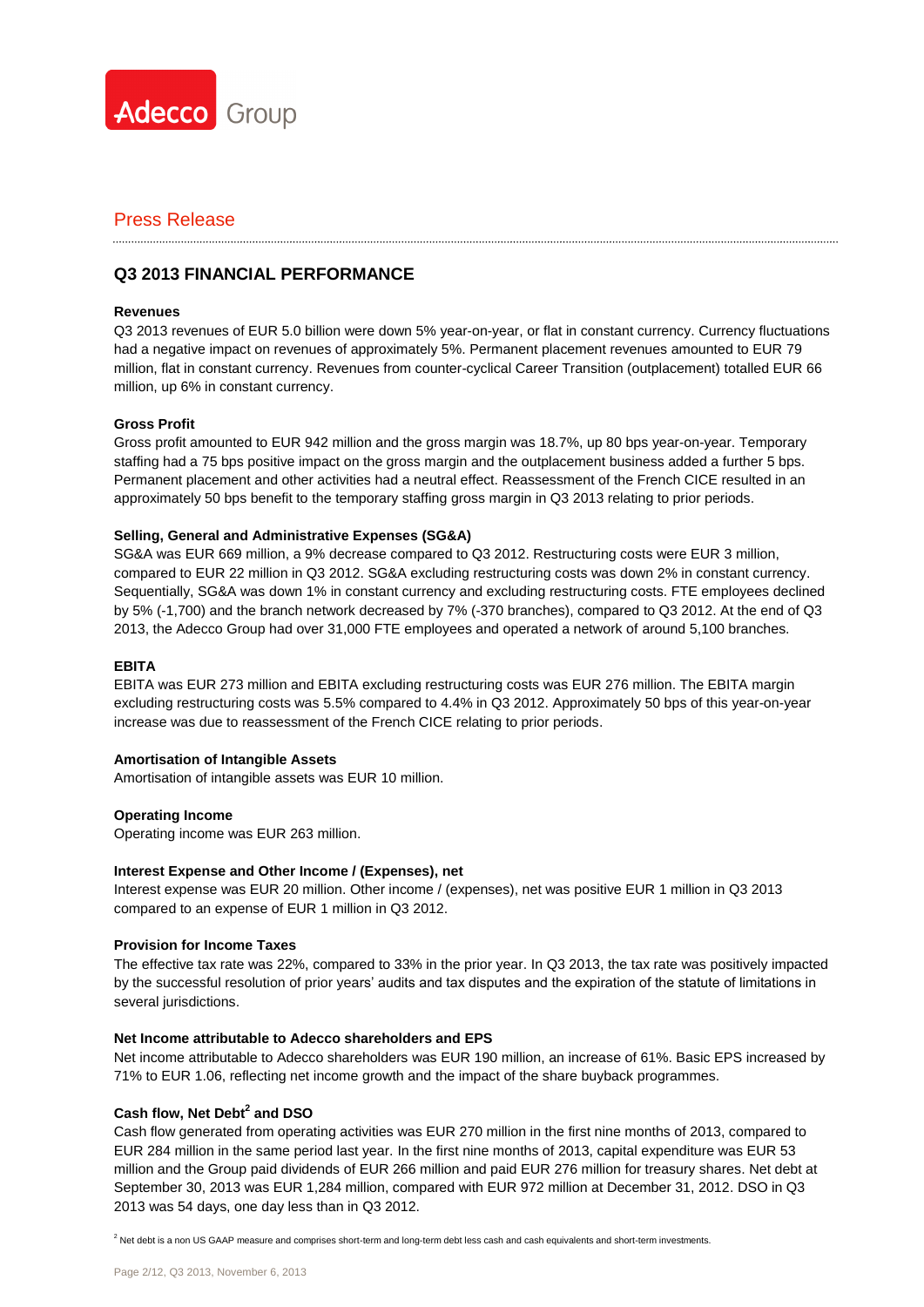## Press Release

## Q3 2013 FINANCIAL PERFORMANCE

**Revenues**

Q3 2013 revenues of EUR 5.0 billion were down 5% year-on-year, or flat in constant currency. Currency fluctuations had a negative impact on revenues of approximately 5%. Permanent placement revenues amounted to EUR 79 million, flat in constant currency. Revenues from counter-cyclical Career Transition (outplacement) totalled EUR 66 million, up 6% in constant currency.

**Gross Profit**

Gross profit amounted to EUR 942 million and the gross margin was 18.7%, up 80 bps year-on-year. Temporary staffing had a 75 bps positive impact on the gross margin and the outplacement business added a further 5 bps. Permanent placement and other activities had a neutral effect. Reassessment of the French CICE resulted in an approximately 50 bps benefit to the temporary staffing gross margin in Q3 2013 relating to prior periods.

**Selling, General and Administrative Expenses (SG&A)**

SG&A was EUR 669 million, a 9% decrease compared to Q3 2012. Restructuring costs were EUR 3 million, compared to EUR 22 million in Q3 2012. SG&A excluding restructuring costs was down 2% in constant currency. Sequentially, SG&A was down 1% in constant currency and excluding restructuring costs. FTE employees declined by 5% (-1,700) and the branch network decreased by 7% (-370 branches), compared to Q3 2012. At the end of Q3 2013, the Adecco Group had over 31,000 FTE employees and operated a network of around 5,100 branches.

**EBITA**

EBITA was EUR 273 million and EBITA excluding restructuring costs was EUR 276 million. The EBITA margin excluding restructuring costs was 5.5% compared to 4.4% in Q3 2012. Approximately 50 bps of this year-on-year increase was due to reassessment of the French CICE relating to prior periods.

**Amortisation of Intangible Assets**

Amortisation of intangible assets was EUR 10 million.

**Operating Income**

Operating income was EUR 263 million.

**Interest Expense and Other Income / (Expenses), net**

Interest expense was EUR 20 million. Other income / (expenses), net was positive EUR 1 million in Q3 2013 compared to an expense of EUR 1 million in Q3 2012.

**Provision for Income Taxes**

The effective tax rate was 22%, compared to 33% in the prior year. In Q3 2013, the tax rate was positively impacted by the successful resolution of prior years' audits and tax disputes and the expiration of the statute of limitations in several jurisdictions.

**Net Income attributable to Adecco shareholders and EPS**

Net income attributable to Adecco shareholders was EUR 190 million, an increase of 61%. Basic EPS increased by 71% to EUR 1.06, reflecting net income growth and the impact of the share buyback programmes.

**Cash flow, Net Debt[2] and DSO**

Cash flow generated from operating activities was EUR 270 million in the first nine months of 2013, compared to EUR 284 million in the same period last year. In the first nine months of 2013, capital expenditure was EUR 53 million and the Group paid dividends of EUR 266 million and paid EUR 276 million for treasury shares. Net debt at September 30, 2013 was EUR 1,284 million, compared with EUR 972 million at December 31, 2012. DSO in Q3 2013 was 54 days, one day less than in Q3 2012.

[2] Net debt is a non US GAAP measure and comprises short-term and long-term debt less cash and cash equivalents and short-term investments.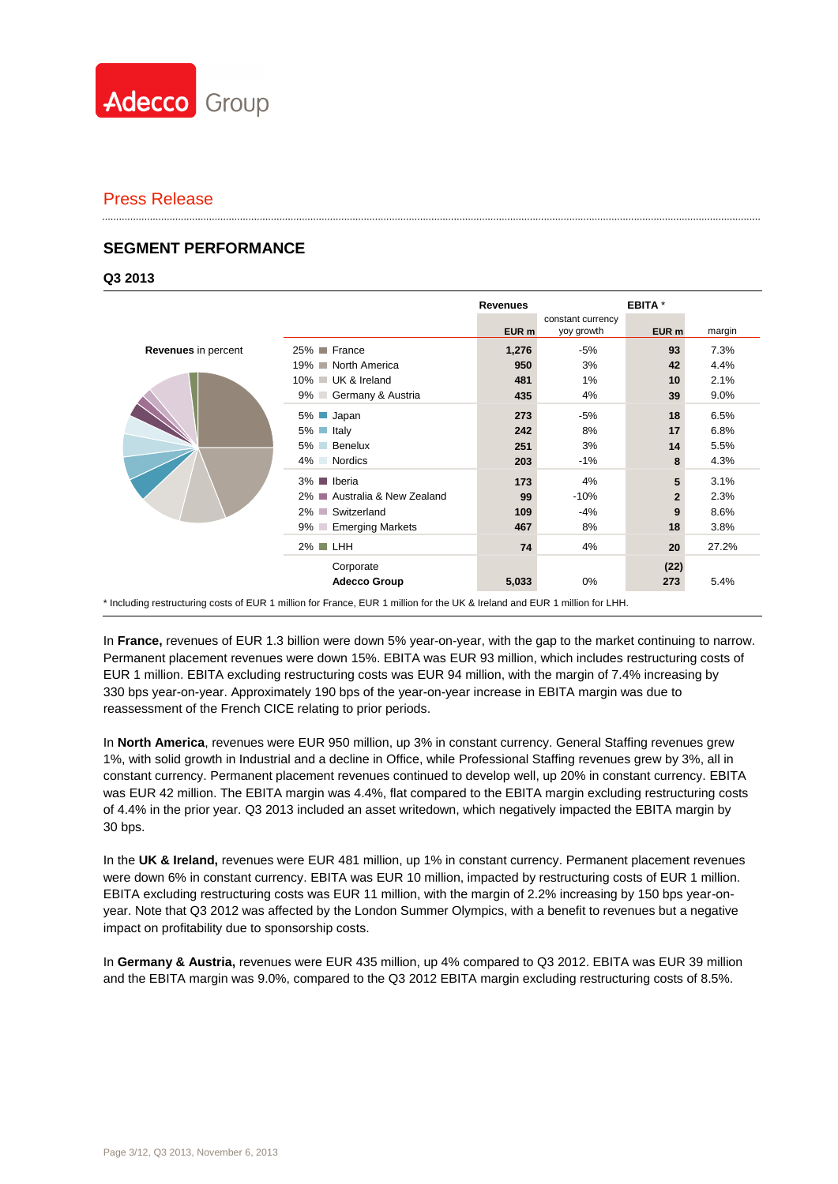Press Release

## SEGMENT PERFORMANCE

### Q3 2013

**Revenues** in percent

| | Revenues | | EBITA * | |
|---|---|---|---|---|
| | EUR m | constant currency yoy growth | EUR m | margin |
| 25% France | **1,276** | -5% | **93** | 7.3% |
| 19% North America | **950** | 3% | **42** | 4.4% |
| 10% UK & Ireland | **481** | 1% | **10** | 2.1% |
| 9% Germany & Austria | **435** | 4% | **39** | 9.0% |
| 5% Japan | **273** | -5% | **18** | 6.5% |
| 5% Italy | **242** | 8% | **17** | 6.8% |
| 5% Benelux | **251** | 3% | **14** | 5.5% |
| 4% Nordics | **203** | -1% | **8** | 4.3% |
| 3% Iberia | **173** | 4% | **5** | 3.1% |
| 2% Australia & New Zealand | **99** | -10% | **2** | 2.3% |
| 2% Switzerland | **109** | -4% | **9** | 8.6% |
| 9% Emerging Markets | **467** | 8% | **18** | 3.8% |
| 2% LHH | **74** | 4% | **20** | 27.2% |
| Corporate | | | **(22)** | |
| **Adecco Group** | **5,033** | 0% | **273** | 5.4% |

* Including restructuring costs of EUR 1 million for France, EUR 1 million for the UK & Ireland and EUR 1 million for LHH.

In **France,** revenues of EUR 1.3 billion were down 5% year-on-year, with the gap to the market continuing to narrow. Permanent placement revenues were down 15%. EBITA was EUR 93 million, which includes restructuring costs of EUR 1 million. EBITA excluding restructuring costs was EUR 94 million, with the margin of 7.4% increasing by 330 bps year-on-year. Approximately 190 bps of the year-on-year increase in EBITA margin was due to reassessment of the French CICE relating to prior periods.

In **North America**, revenues were EUR 950 million, up 3% in constant currency. General Staffing revenues grew 1%, with solid growth in Industrial and a decline in Office, while Professional Staffing revenues grew by 3%, all in constant currency. Permanent placement revenues continued to develop well, up 20% in constant currency. EBITA was EUR 42 million. The EBITA margin was 4.4%, flat compared to the EBITA margin excluding restructuring costs of 4.4% in the prior year. Q3 2013 included an asset writedown, which negatively impacted the EBITA margin by 30 bps.

In the **UK & Ireland,** revenues were EUR 481 million, up 1% in constant currency. Permanent placement revenues were down 6% in constant currency. EBITA was EUR 10 million, impacted by restructuring costs of EUR 1 million. EBITA excluding restructuring costs was EUR 11 million, with the margin of 2.2% increasing by 150 bps year-on-year. Note that Q3 2012 was affected by the London Summer Olympics, with a benefit to revenues but a negative impact on profitability due to sponsorship costs.

In **Germany & Austria,** revenues were EUR 435 million, up 4% compared to Q3 2012. EBITA was EUR 39 million and the EBITA margin was 9.0%, compared to the Q3 2012 EBITA margin excluding restructuring costs of 8.5%.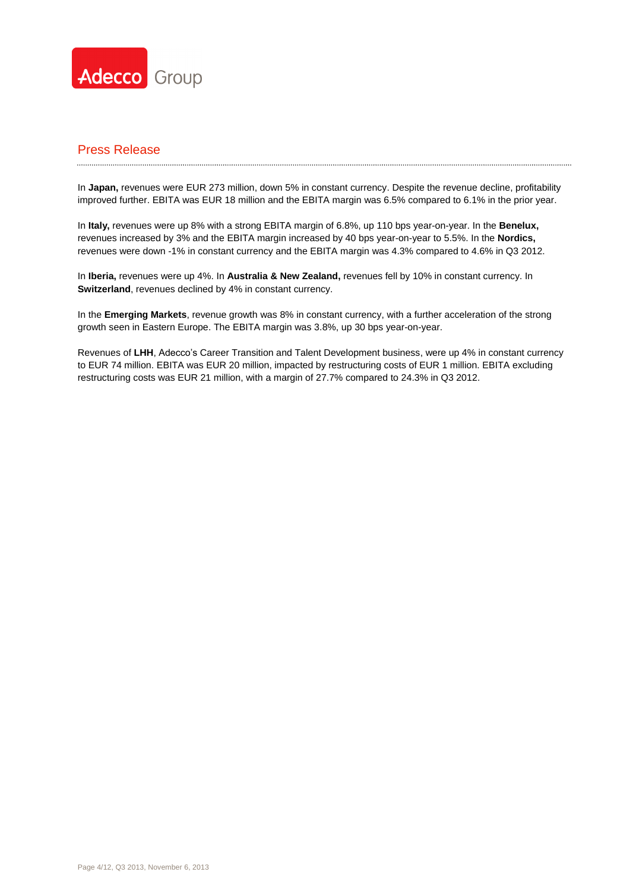In **Japan,** revenues were EUR 273 million, down 5% in constant currency. Despite the revenue decline, profitability improved further. EBITA was EUR 18 million and the EBITA margin was 6.5% compared to 6.1% in the prior year.

In **Italy,** revenues were up 8% with a strong EBITA margin of 6.8%, up 110 bps year-on-year. In the **Benelux,** revenues increased by 3% and the EBITA margin increased by 40 bps year-on-year to 5.5%. In the **Nordics,** revenues were down -1% in constant currency and the EBITA margin was 4.3% compared to 4.6% in Q3 2012.

In **Iberia,** revenues were up 4%. In **Australia & New Zealand,** revenues fell by 10% in constant currency. In **Switzerland**, revenues declined by 4% in constant currency.

In the **Emerging Markets**, revenue growth was 8% in constant currency, with a further acceleration of the strong growth seen in Eastern Europe. The EBITA margin was 3.8%, up 30 bps year-on-year.

Revenues of **LHH**, Adecco's Career Transition and Talent Development business, were up 4% in constant currency to EUR 74 million. EBITA was EUR 20 million, impacted by restructuring costs of EUR 1 million. EBITA excluding restructuring costs was EUR 21 million, with a margin of 27.7% compared to 24.3% in Q3 2012.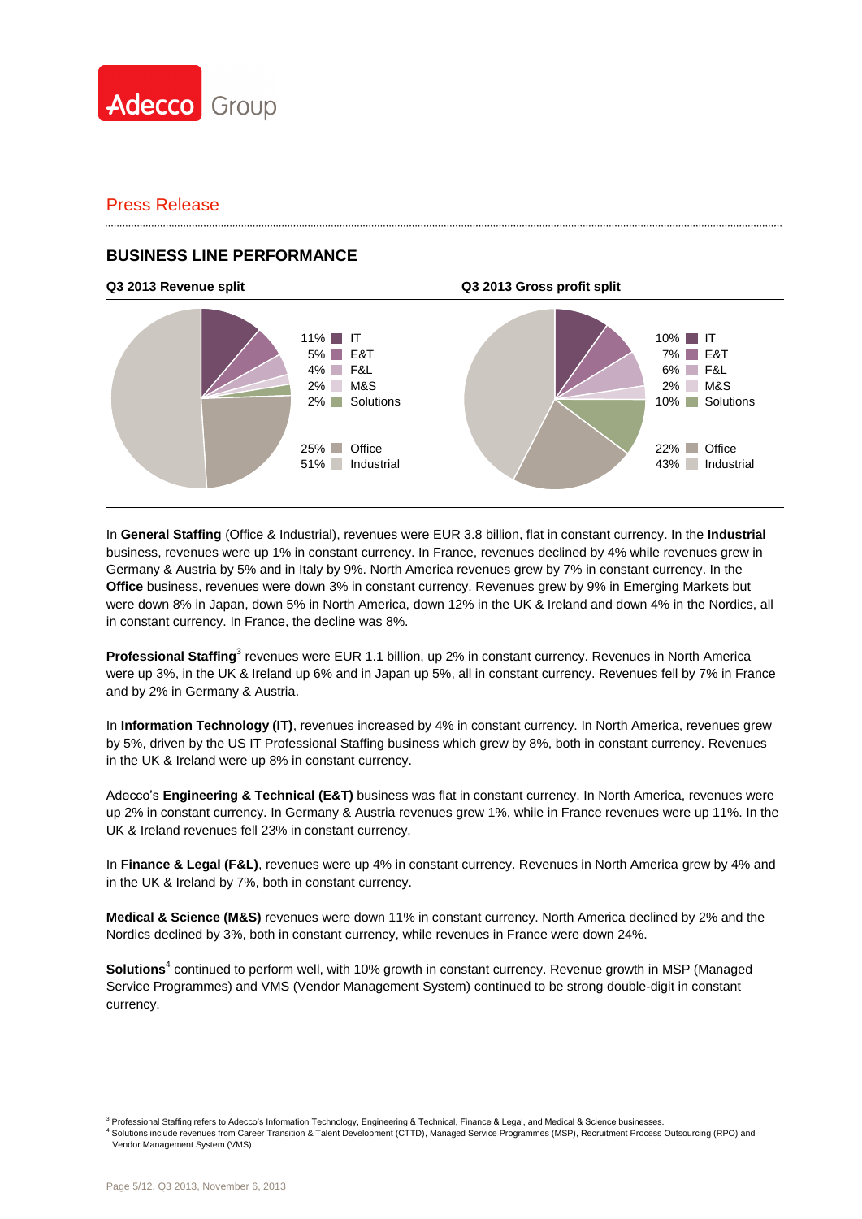Press Release

## BUSINESS LINE PERFORMANCE

**Q3 2013 Revenue split**

| Share | Business line |
|---|---|
| 11% | IT |
| 5% | E&T |
| 4% | F&L |
| 2% | M&S |
| 2% | Solutions |
| 25% | Office |
| 51% | Industrial |

**Q3 2013 Gross profit split**

| Share | Business line |
|---|---|
| 10% | IT |
| 7% | E&T |
| 6% | F&L |
| 2% | M&S |
| 10% | Solutions |
| 22% | Office |
| 43% | Industrial |

In **General Staffing** (Office & Industrial), revenues were EUR 3.8 billion, flat in constant currency. In the **Industrial** business, revenues were up 1% in constant currency. In France, revenues declined by 4% while revenues grew in Germany & Austria by 5% and in Italy by 9%. North America revenues grew by 7% in constant currency. In the **Office** business, revenues were down 3% in constant currency. Revenues grew by 9% in Emerging Markets but were down 8% in Japan, down 5% in North America, down 12% in the UK & Ireland and down 4% in the Nordics, all in constant currency. In France, the decline was 8%.

**Professional Staffing**[3] revenues were EUR 1.1 billion, up 2% in constant currency. Revenues in North America were up 3%, in the UK & Ireland up 6% and in Japan up 5%, all in constant currency. Revenues fell by 7% in France and by 2% in Germany & Austria.

In **Information Technology (IT)**, revenues increased by 4% in constant currency. In North America, revenues grew by 5%, driven by the US IT Professional Staffing business which grew by 8%, both in constant currency. Revenues in the UK & Ireland were up 8% in constant currency.

Adecco's **Engineering & Technical (E&T)** business was flat in constant currency. In North America, revenues were up 2% in constant currency. In Germany & Austria revenues grew 1%, while in France revenues were up 11%. In the UK & Ireland revenues fell 23% in constant currency.

In **Finance & Legal (F&L)**, revenues were up 4% in constant currency. Revenues in North America grew by 4% and in the UK & Ireland by 7%, both in constant currency.

**Medical & Science (M&S)** revenues were down 11% in constant currency. North America declined by 2% and the Nordics declined by 3%, both in constant currency, while revenues in France were down 24%.

**Solutions**[4] continued to perform well, with 10% growth in constant currency. Revenue growth in MSP (Managed Service Programmes) and VMS (Vendor Management System) continued to be strong double-digit in constant currency.

[3] Professional Staffing refers to Adecco's Information Technology, Engineering & Technical, Finance & Legal, and Medical & Science businesses.
[4] Solutions include revenues from Career Transition & Talent Development (CTTD), Managed Service Programmes (MSP), Recruitment Process Outsourcing (RPO) and Vendor Management System (VMS).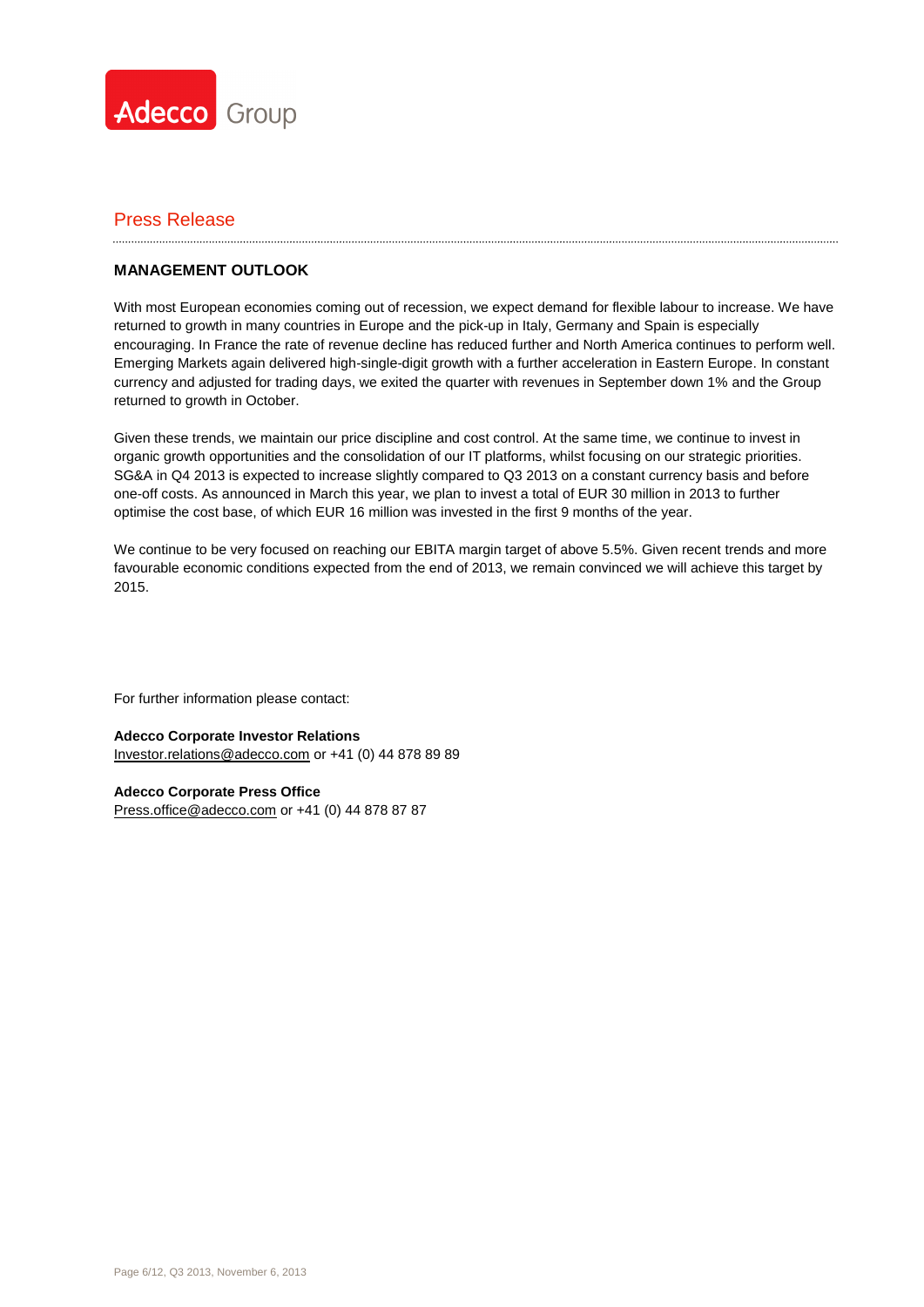Press Release

## MANAGEMENT OUTLOOK

With most European economies coming out of recession, we expect demand for flexible labour to increase. We have returned to growth in many countries in Europe and the pick-up in Italy, Germany and Spain is especially encouraging. In France the rate of revenue decline has reduced further and North America continues to perform well. Emerging Markets again delivered high-single-digit growth with a further acceleration in Eastern Europe. In constant currency and adjusted for trading days, we exited the quarter with revenues in September down 1% and the Group returned to growth in October.

Given these trends, we maintain our price discipline and cost control. At the same time, we continue to invest in organic growth opportunities and the consolidation of our IT platforms, whilst focusing on our strategic priorities. SG&A in Q4 2013 is expected to increase slightly compared to Q3 2013 on a constant currency basis and before one-off costs. As announced in March this year, we plan to invest a total of EUR 30 million in 2013 to further optimise the cost base, of which EUR 16 million was invested in the first 9 months of the year.

We continue to be very focused on reaching our EBITA margin target of above 5.5%. Given recent trends and more favourable economic conditions expected from the end of 2013, we remain convinced we will achieve this target by 2015.

For further information please contact:

**Adecco Corporate Investor Relations**
Investor.relations@adecco.com or +41 (0) 44 878 89 89

**Adecco Corporate Press Office**
Press.office@adecco.com or +41 (0) 44 878 87 87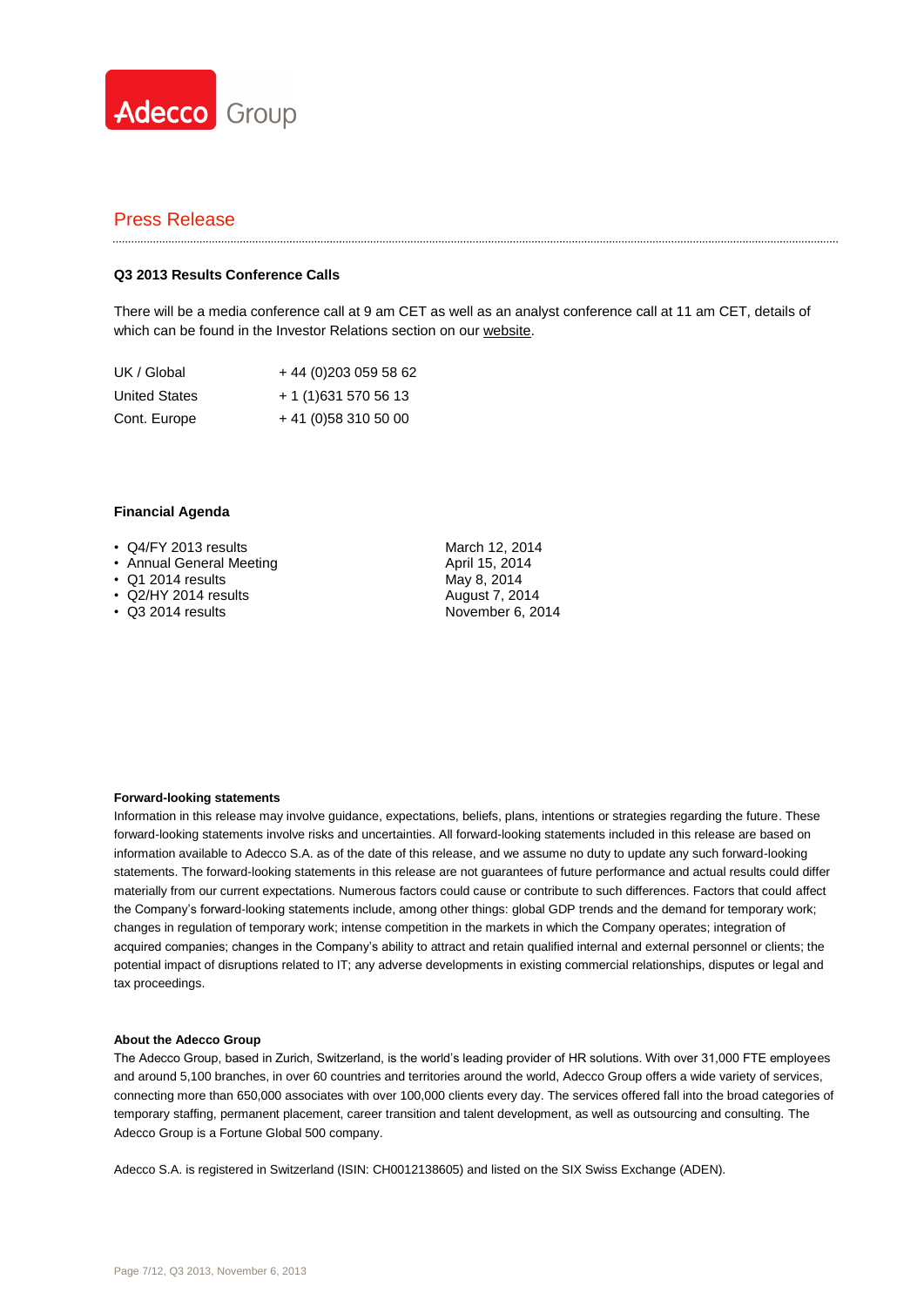Press Release

### Q3 2013 Results Conference Calls

There will be a media conference call at 9 am CET as well as an analyst conference call at 11 am CET, details of which can be found in the Investor Relations section on our website.

| | |
|---|---|
| UK / Global | + 44 (0)203 059 58 62 |
| United States | + 1 (1)631 570 56 13 |
| Cont. Europe | + 41 (0)58 310 50 00 |

### Financial Agenda

| | |
|---|---|
| • Q4/FY 2013 results | March 12, 2014 |
| • Annual General Meeting | April 15, 2014 |
| • Q1 2014 results | May 8, 2014 |
| • Q2/HY 2014 results | August 7, 2014 |
| • Q3 2014 results | November 6, 2014 |

**Forward-looking statements**

Information in this release may involve guidance, expectations, beliefs, plans, intentions or strategies regarding the future. These forward-looking statements involve risks and uncertainties. All forward-looking statements included in this release are based on information available to Adecco S.A. as of the date of this release, and we assume no duty to update any such forward-looking statements. The forward-looking statements in this release are not guarantees of future performance and actual results could differ materially from our current expectations. Numerous factors could cause or contribute to such differences. Factors that could affect the Company's forward-looking statements include, among other things: global GDP trends and the demand for temporary work; changes in regulation of temporary work; intense competition in the markets in which the Company operates; integration of acquired companies; changes in the Company's ability to attract and retain qualified internal and external personnel or clients; the potential impact of disruptions related to IT; any adverse developments in existing commercial relationships, disputes or legal and tax proceedings.

**About the Adecco Group**

The Adecco Group, based in Zurich, Switzerland, is the world's leading provider of HR solutions. With over 31,000 FTE employees and around 5,100 branches, in over 60 countries and territories around the world, Adecco Group offers a wide variety of services, connecting more than 650,000 associates with over 100,000 clients every day. The services offered fall into the broad categories of temporary staffing, permanent placement, career transition and talent development, as well as outsourcing and consulting. The Adecco Group is a Fortune Global 500 company.

Adecco S.A. is registered in Switzerland (ISIN: CH0012138605) and listed on the SIX Swiss Exchange (ADEN).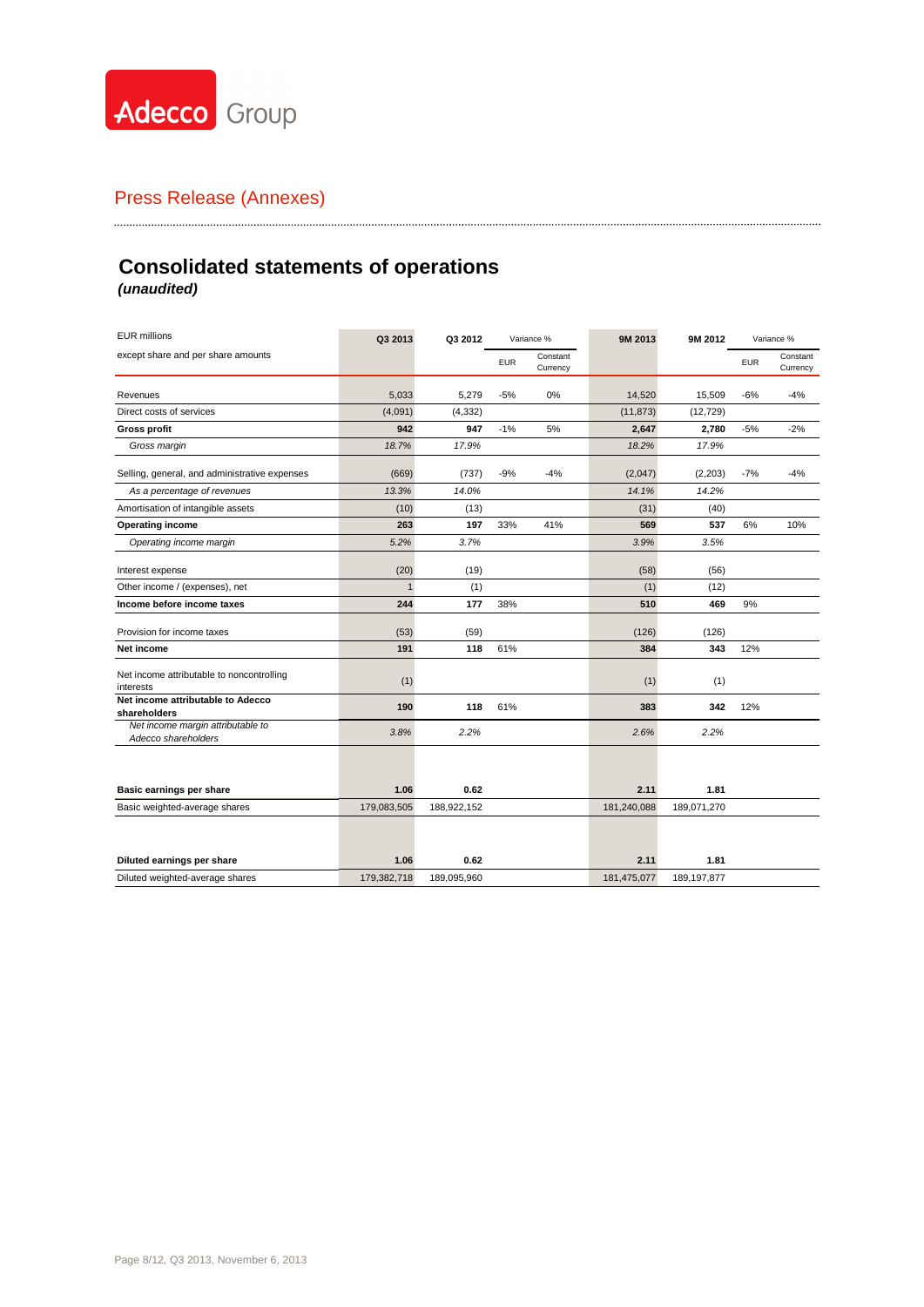Adecco Group

Press Release (Annexes)

## Consolidated statements of operations

***(unaudited)***

| EUR millions<br>except share and per share amounts | Q3 2013 | Q3 2012 | Variance % EUR | Variance % Constant Currency | 9M 2013 | 9M 2012 | Variance % EUR | Variance % Constant Currency |
|---|---|---|---|---|---|---|---|---|
| Revenues | 5,033 | 5,279 | -5% | 0% | 14,520 | 15,509 | -6% | -4% |
| Direct costs of services | (4,091) | (4,332) | | | (11,873) | (12,729) | | |
| **Gross profit** | **942** | **947** | -1% | 5% | **2,647** | **2,780** | -5% | -2% |
| *Gross margin* | *18.7%* | *17.9%* | | | *18.2%* | *17.9%* | | |
| Selling, general, and administrative expenses | (669) | (737) | -9% | -4% | (2,047) | (2,203) | -7% | -4% |
| *As a percentage of revenues* | *13.3%* | *14.0%* | | | *14.1%* | *14.2%* | | |
| Amortisation of intangible assets | (10) | (13) | | | (31) | (40) | | |
| **Operating income** | **263** | **197** | 33% | 41% | **569** | **537** | 6% | 10% |
| *Operating income margin* | *5.2%* | *3.7%* | | | *3.9%* | *3.5%* | | |
| Interest expense | (20) | (19) | | | (58) | (56) | | |
| Other income / (expenses), net | 1 | (1) | | | (1) | (12) | | |
| **Income before income taxes** | **244** | **177** | 38% | | **510** | **469** | 9% | |
| Provision for income taxes | (53) | (59) | | | (126) | (126) | | |
| **Net income** | **191** | **118** | 61% | | **384** | **343** | 12% | |
| Net income attributable to noncontrolling interests | (1) | | | | (1) | (1) | | |
| **Net income attributable to Adecco shareholders** | **190** | **118** | 61% | | **383** | **342** | 12% | |
| *Net income margin attributable to Adecco shareholders* | *3.8%* | *2.2%* | | | *2.6%* | *2.2%* | | |
| **Basic earnings per share** | **1.06** | **0.62** | | | **2.11** | **1.81** | | |
| Basic weighted-average shares | 179,083,505 | 188,922,152 | | | 181,240,088 | 189,071,270 | | |
| **Diluted earnings per share** | **1.06** | **0.62** | | | **2.11** | **1.81** | | |
| Diluted weighted-average shares | 179,382,718 | 189,095,960 | | | 181,475,077 | 189,197,877 | | |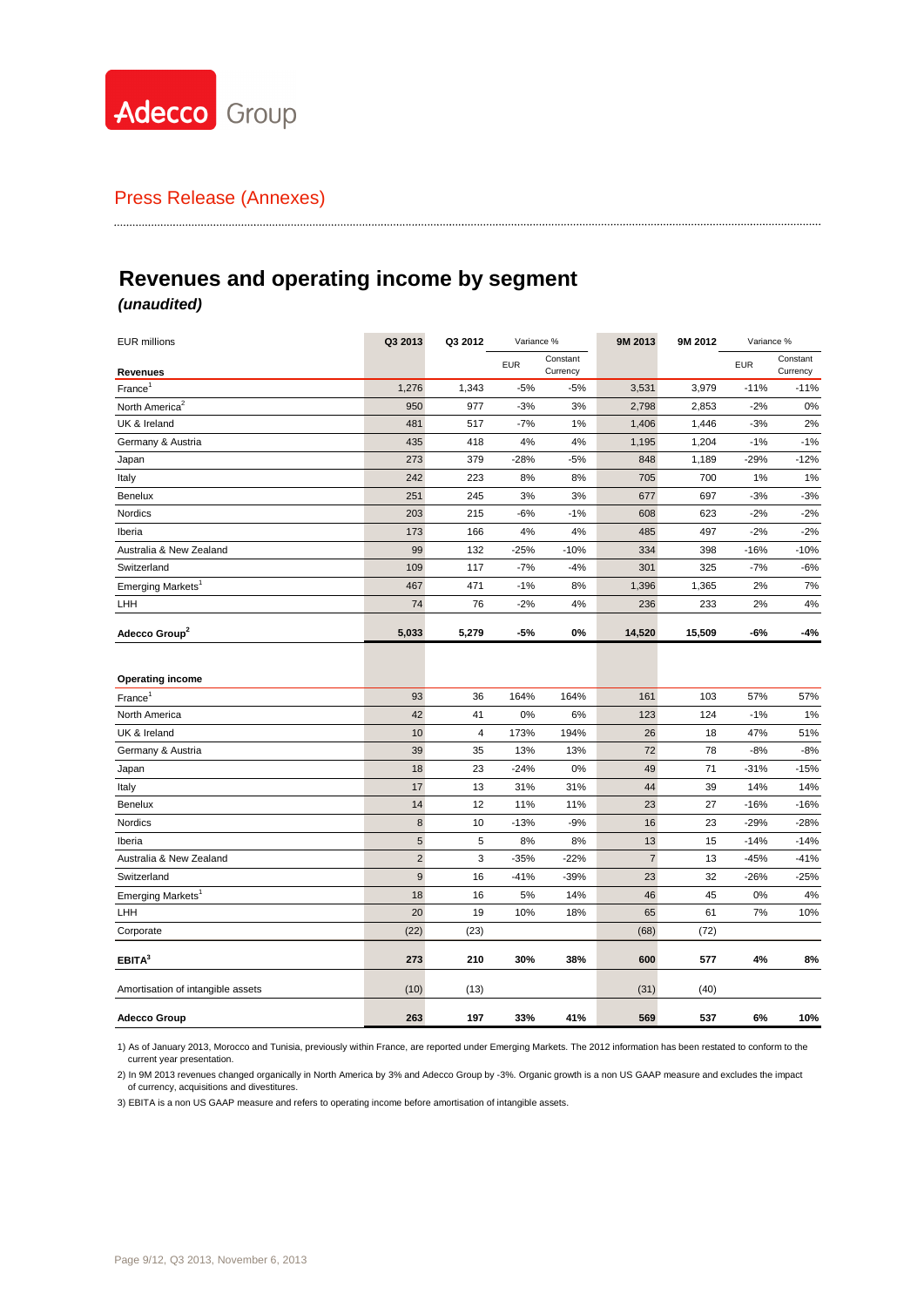Adecco Group

Press Release (Annexes)

# Revenues and operating income by segment

***(unaudited)***

| EUR millions | Q3 2013 | Q3 2012 | Variance % | | 9M 2013 | 9M 2012 | Variance % | |
|---|---|---|---|---|---|---|---|---|
| | | | EUR | Constant Currency | | | EUR | Constant Currency |
| **Revenues** | | | | | | | | |
| France[1] | 1,276 | 1,343 | -5% | -5% | 3,531 | 3,979 | -11% | -11% |
| North America[2] | 950 | 977 | -3% | 3% | 2,798 | 2,853 | -2% | 0% |
| UK & Ireland | 481 | 517 | -7% | 1% | 1,406 | 1,446 | -3% | 2% |
| Germany & Austria | 435 | 418 | 4% | 4% | 1,195 | 1,204 | -1% | -1% |
| Japan | 273 | 379 | -28% | -5% | 848 | 1,189 | -29% | -12% |
| Italy | 242 | 223 | 8% | 8% | 705 | 700 | 1% | 1% |
| Benelux | 251 | 245 | 3% | 3% | 677 | 697 | -3% | -3% |
| Nordics | 203 | 215 | -6% | -1% | 608 | 623 | -2% | -2% |
| Iberia | 173 | 166 | 4% | 4% | 485 | 497 | -2% | -2% |
| Australia & New Zealand | 99 | 132 | -25% | -10% | 334 | 398 | -16% | -10% |
| Switzerland | 109 | 117 | -7% | -4% | 301 | 325 | -7% | -6% |
| Emerging Markets[1] | 467 | 471 | -1% | 8% | 1,396 | 1,365 | 2% | 7% |
| LHH | 74 | 76 | -2% | 4% | 236 | 233 | 2% | 4% |
| **Adecco Group[2]** | **5,033** | **5,279** | **-5%** | **0%** | **14,520** | **15,509** | **-6%** | **-4%** |
| **Operating income** | | | | | | | | |
| France[1] | 93 | 36 | 164% | 164% | 161 | 103 | 57% | 57% |
| North America | 42 | 41 | 0% | 6% | 123 | 124 | -1% | 1% |
| UK & Ireland | 10 | 4 | 173% | 194% | 26 | 18 | 47% | 51% |
| Germany & Austria | 39 | 35 | 13% | 13% | 72 | 78 | -8% | -8% |
| Japan | 18 | 23 | -24% | 0% | 49 | 71 | -31% | -15% |
| Italy | 17 | 13 | 31% | 31% | 44 | 39 | 14% | 14% |
| Benelux | 14 | 12 | 11% | 11% | 23 | 27 | -16% | -16% |
| Nordics | 8 | 10 | -13% | -9% | 16 | 23 | -29% | -28% |
| Iberia | 5 | 5 | 8% | 8% | 13 | 15 | -14% | -14% |
| Australia & New Zealand | 2 | 3 | -35% | -22% | 7 | 13 | -45% | -41% |
| Switzerland | 9 | 16 | -41% | -39% | 23 | 32 | -26% | -25% |
| Emerging Markets[1] | 18 | 16 | 5% | 14% | 46 | 45 | 0% | 4% |
| LHH | 20 | 19 | 10% | 18% | 65 | 61 | 7% | 10% |
| Corporate | (22) | (23) | | | (68) | (72) | | |
| **EBITA[3]** | **273** | **210** | **30%** | **38%** | **600** | **577** | **4%** | **8%** |
| Amortisation of intangible assets | (10) | (13) | | | (31) | (40) | | |
| **Adecco Group** | **263** | **197** | **33%** | **41%** | **569** | **537** | **6%** | **10%** |

1) As of January 2013, Morocco and Tunisia, previously within France, are reported under Emerging Markets. The 2012 information has been restated to conform to the current year presentation.

2) In 9M 2013 revenues changed organically in North America by 3% and Adecco Group by -3%. Organic growth is a non US GAAP measure and excludes the impact of currency, acquisitions and divestitures.

3) EBITA is a non US GAAP measure and refers to operating income before amortisation of intangible assets.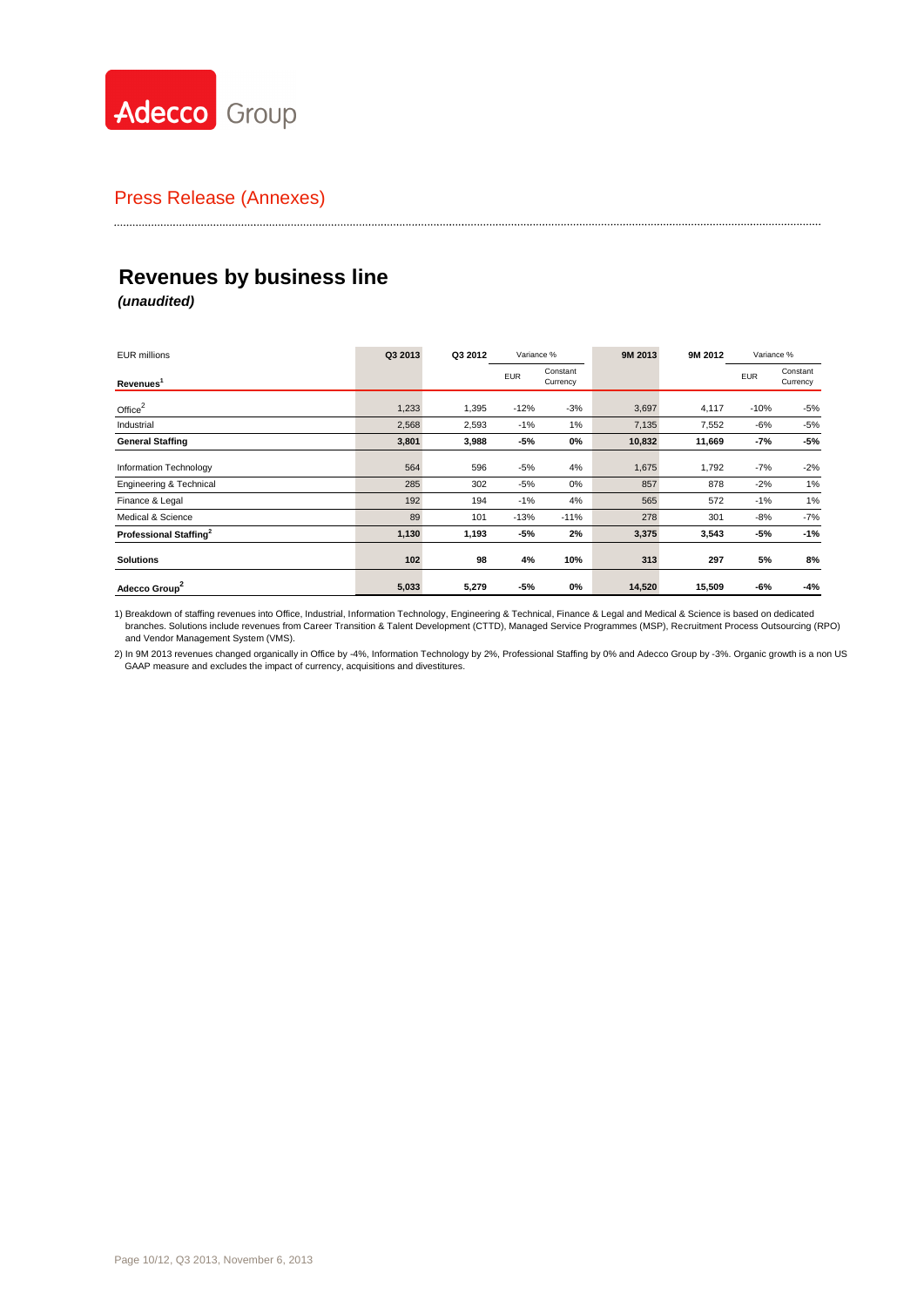Adecco Group

Press Release (Annexes)

# Revenues by business line

***(unaudited)***

| EUR millions | Q3 2013 | Q3 2012 | Variance % | | 9M 2013 | 9M 2012 | Variance % | |
|---|---|---|---|---|---|---|---|---|
| **Revenues**[1] | | | EUR | Constant Currency | | | EUR | Constant Currency |
| Office[2] | 1,233 | 1,395 | -12% | -3% | 3,697 | 4,117 | -10% | -5% |
| Industrial | 2,568 | 2,593 | -1% | 1% | 7,135 | 7,552 | -6% | -5% |
| **General Staffing** | **3,801** | **3,988** | **-5%** | **0%** | **10,832** | **11,669** | **-7%** | **-5%** |
| Information Technology | 564 | 596 | -5% | 4% | 1,675 | 1,792 | -7% | -2% |
| Engineering & Technical | 285 | 302 | -5% | 0% | 857 | 878 | -2% | 1% |
| Finance & Legal | 192 | 194 | -1% | 4% | 565 | 572 | -1% | 1% |
| Medical & Science | 89 | 101 | -13% | -11% | 278 | 301 | -8% | -7% |
| **Professional Staffing**[2] | **1,130** | **1,193** | **-5%** | **2%** | **3,375** | **3,543** | **-5%** | **-1%** |
| **Solutions** | **102** | **98** | **4%** | **10%** | **313** | **297** | **5%** | **8%** |
| **Adecco Group**[2] | **5,033** | **5,279** | **-5%** | **0%** | **14,520** | **15,509** | **-6%** | **-4%** |

1) Breakdown of staffing revenues into Office, Industrial, Information Technology, Engineering & Technical, Finance & Legal and Medical & Science is based on dedicated branches. Solutions include revenues from Career Transition & Talent Development (CTTD), Managed Service Programmes (MSP), Recruitment Process Outsourcing (RPO) and Vendor Management System (VMS).

2) In 9M 2013 revenues changed organically in Office by -4%, Information Technology by 2%, Professional Staffing by 0% and Adecco Group by -3%. Organic growth is a non US GAAP measure and excludes the impact of currency, acquisitions and divestitures.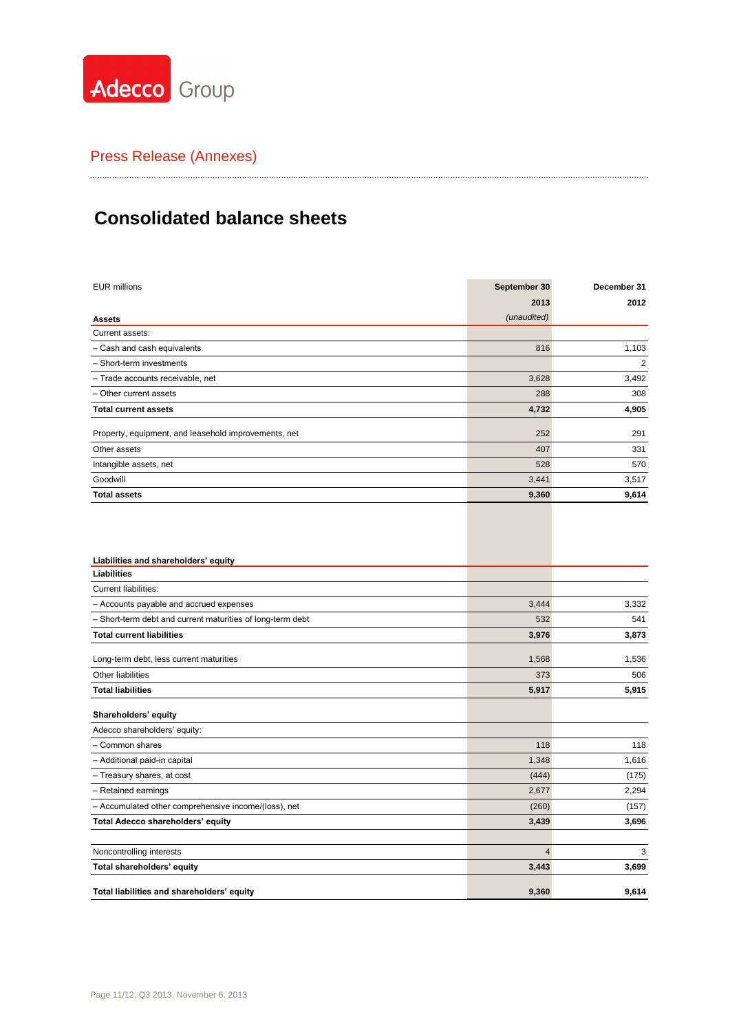Adecco Group

Press Release (Annexes)

# Consolidated balance sheets

| EUR millions | September 30 2013 *(unaudited)* | December 31 2012 |
|---|---|---|
| **Assets** | | |
| Current assets: | | |
| – Cash and cash equivalents | 816 | 1,103 |
| – Short-term investments | | 2 |
| – Trade accounts receivable, net | 3,628 | 3,492 |
| – Other current assets | 288 | 308 |
| **Total current assets** | **4,732** | **4,905** |
| Property, equipment, and leasehold improvements, net | 252 | 291 |
| Other assets | 407 | 331 |
| Intangible assets, net | 528 | 570 |
| Goodwill | 3,441 | 3,517 |
| **Total assets** | **9,360** | **9,614** |
| | | |
| **Liabilities and shareholders' equity** | | |
| **Liabilities** | | |
| Current liabilities: | | |
| – Accounts payable and accrued expenses | 3,444 | 3,332 |
| – Short-term debt and current maturities of long-term debt | 532 | 541 |
| **Total current liabilities** | **3,976** | **3,873** |
| Long-term debt, less current maturities | 1,568 | 1,536 |
| Other liabilities | 373 | 506 |
| **Total liabilities** | **5,917** | **5,915** |
| **Shareholders' equity** | | |
| Adecco shareholders' equity: | | |
| – Common shares | 118 | 118 |
| – Additional paid-in capital | 1,348 | 1,616 |
| – Treasury shares, at cost | (444) | (175) |
| – Retained earnings | 2,677 | 2,294 |
| – Accumulated other comprehensive income/(loss), net | (260) | (157) |
| **Total Adecco shareholders' equity** | **3,439** | **3,696** |
| Noncontrolling interests | 4 | 3 |
| **Total shareholders' equity** | **3,443** | **3,699** |
| **Total liabilities and shareholders' equity** | **9,360** | **9,614** |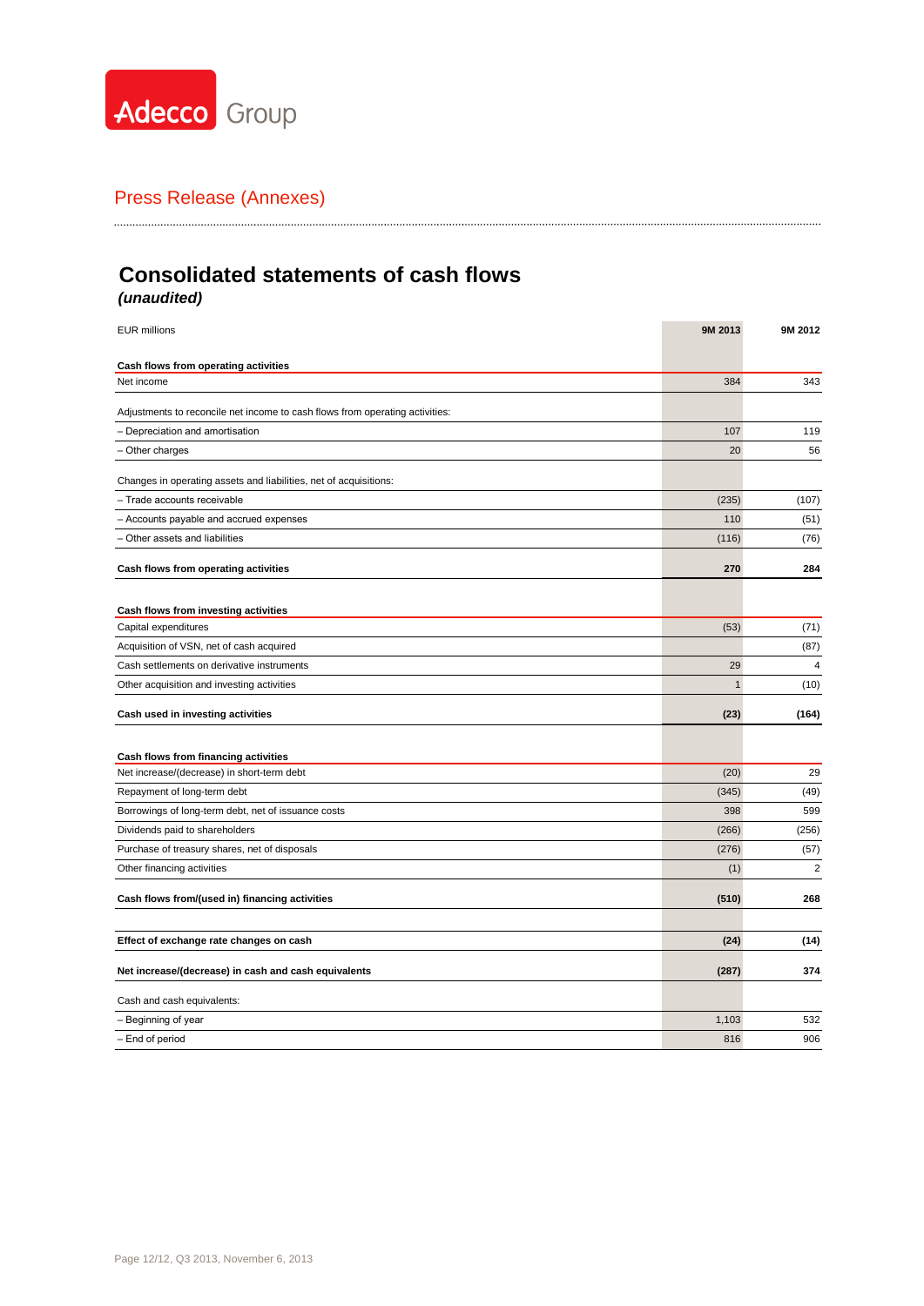Adecco Group

Press Release (Annexes)

# Consolidated statements of cash flows

*(unaudited)*

| EUR millions | 9M 2013 | 9M 2012 |
|---|---|---|
| **Cash flows from operating activities** | | |
| Net income | 384 | 343 |
| Adjustments to reconcile net income to cash flows from operating activities: | | |
| – Depreciation and amortisation | 107 | 119 |
| – Other charges | 20 | 56 |
| Changes in operating assets and liabilities, net of acquisitions: | | |
| – Trade accounts receivable | (235) | (107) |
| – Accounts payable and accrued expenses | 110 | (51) |
| – Other assets and liabilities | (116) | (76) |
| **Cash flows from operating activities** | **270** | **284** |
| **Cash flows from investing activities** | | |
| Capital expenditures | (53) | (71) |
| Acquisition of VSN, net of cash acquired | | (87) |
| Cash settlements on derivative instruments | 29 | 4 |
| Other acquisition and investing activities | 1 | (10) |
| **Cash used in investing activities** | **(23)** | **(164)** |
| **Cash flows from financing activities** | | |
| Net increase/(decrease) in short-term debt | (20) | 29 |
| Repayment of long-term debt | (345) | (49) |
| Borrowings of long-term debt, net of issuance costs | 398 | 599 |
| Dividends paid to shareholders | (266) | (256) |
| Purchase of treasury shares, net of disposals | (276) | (57) |
| Other financing activities | (1) | 2 |
| **Cash flows from/(used in) financing activities** | **(510)** | **268** |
| **Effect of exchange rate changes on cash** | **(24)** | **(14)** |
| **Net increase/(decrease) in cash and cash equivalents** | **(287)** | **374** |
| Cash and cash equivalents: | | |
| – Beginning of year | 1,103 | 532 |
| – End of period | 816 | 906 |